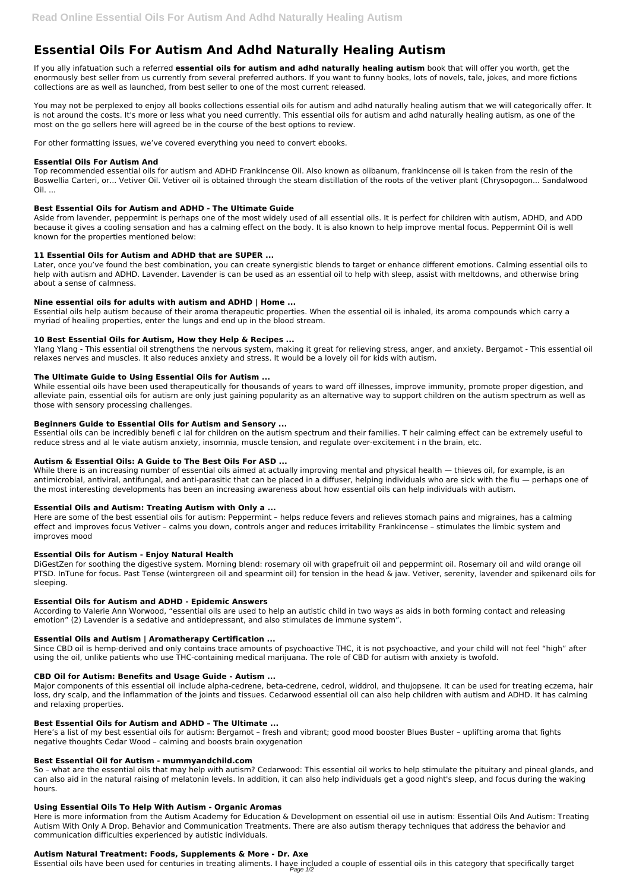# Essential Oils For Autism And Adhd Naturally Healing Autism

If you ally infatuation such a referred **essential oils for autism and adhd naturally healing autism** book that will offer you worth, get the enormously best seller from us currently from several preferred authors. If you want to funny books, lots of novels, tale, jokes, and more fictions collections are as well as launched, from best seller to one of the most current released.

You may not be perplexed to enjoy all books collections essential oils for autism and adhd naturally healing autism that we will categorically offer. It is not around the costs. It's more or less what you need currently. This essential oils for autism and adhd naturally healing autism, as one of the most on the go sellers here will agreed be in the course of the best options to review.

For other formatting issues, we've covered everything you need to convert ebooks.

### Essential Oils For Autism And

Top recommended essential oils for autism and ADHD Frankincense Oil. Also known as olibanum, frankincense oil is taken from the resin of the Boswellia Carteri, or... Vetiver Oil. Vetiver oil is obtained through the steam distillation of the roots of the vetiver plant (Chrysopogon... Sandalwood Oil. ...

### Best Essential Oils for Autism and ADHD - The Ultimate Guide

Aside from lavender, peppermint is perhaps one of the most widely used of all essential oils. It is perfect for children with autism, ADHD, and ADD because it gives a cooling sensation and has a calming effect on the body. It is also known to help improve mental focus. Peppermint Oil is well known for the properties mentioned below:

### 11 Essential Oils for Autism and ADHD that are SUPER ...

Later, once you've found the best combination, you can create synergistic blends to target or enhance different emotions. Calming essential oils to help with autism and ADHD. Lavender. Lavender is can be used as an essential oil to help with sleep, assist with meltdowns, and otherwise bring about a sense of calmness.

### Nine essential oils for adults with autism and ADHD | Home ...

Essential oils help autism because of their aroma therapeutic properties. When the essential oil is inhaled, its aroma compounds which carry a myriad of healing properties, enter the lungs and end up in the blood stream.

### 10 Best Essential Oils for Autism, How they Help & Recipes ...

Ylang Ylang - This essential oil strengthens the nervous system, making it great for relieving stress, anger, and anxiety. Bergamot - This essential oil relaxes nerves and muscles. It also reduces anxiety and stress. It would be a lovely oil for kids with autism.

### The Ultimate Guide to Using Essential Oils for Autism ...

While essential oils have been used therapeutically for thousands of years to ward off illnesses, improve immunity, promote proper digestion, and alleviate pain, essential oils for autism are only just gaining popularity as an alternative way to support children on the autism spectrum as well as those with sensory processing challenges.

### Beginners Guide to Essential Oils for Autism and Sensory ...

Essential oils can be incredibly benefi c ial for children on the autism spectrum and their families. T heir calming effect can be extremely useful to reduce stress and al le viate autism anxiety, insomnia, muscle tension, and regulate over-excitement i n the brain, etc.

### Autism & Essential Oils: A Guide to The Best Oils For ASD ...

While there is an increasing number of essential oils aimed at actually improving mental and physical health — thieves oil, for example, is an antimicrobial, antiviral, antifungal, and anti-parasitic that can be placed in a diffuser, helping individuals who are sick with the flu — perhaps one of the most interesting developments has been an increasing awareness about how essential oils can help individuals with autism.

### Essential Oils and Autism: Treating Autism with Only a ...

Here are some of the best essential oils for autism: Peppermint – helps reduce fevers and relieves stomach pains and migraines, has a calming effect and improves focus Vetiver – calms you down, controls anger and reduces irritability Frankincense – stimulates the limbic system and improves mood

### Essential Oils for Autism - Enjoy Natural Health

DiGestZen for soothing the digestive system. Morning blend: rosemary oil with grapefruit oil and peppermint oil. Rosemary oil and wild orange oil PTSD. InTune for focus. Past Tense (wintergreen oil and spearmint oil) for tension in the head & jaw. Vetiver, serenity, lavender and spikenard oils for sleeping.

### Essential Oils for Autism and ADHD - Epidemic Answers

According to Valerie Ann Worwood, "essential oils are used to help an autistic child in two ways as aids in both forming contact and releasing emotion" (2) Lavender is a sedative and antidepressant, and also stimulates de immune system".

### Essential Oils and Autism | Aromatherapy Certification ...

Since CBD oil is hemp-derived and only contains trace amounts of psychoactive THC, it is not psychoactive, and your child will not feel "high" after using the oil, unlike patients who use THC-containing medical marijuana. The role of CBD for autism with anxiety is twofold.

### CBD Oil for Autism: Benefits and Usage Guide - Autism ...

Major components of this essential oil include alpha-cedrene, beta-cedrene, cedrol, widdrol, and thujopsene. It can be used for treating eczema, hair loss, dry scalp, and the inflammation of the joints and tissues. Cedarwood essential oil can also help children with autism and ADHD. It has calming and relaxing properties.

### Best Essential Oils for Autism and ADHD – The Ultimate ...

Here's a list of my best essential oils for autism: Bergamot – fresh and vibrant; good mood booster Blues Buster – uplifting aroma that fights negative thoughts Cedar Wood – calming and boosts brain oxygenation

### Best Essential Oil for Autism - mummyandchild.com

So – what are the essential oils that may help with autism? Cedarwood: This essential oil works to help stimulate the pituitary and pineal glands, and can also aid in the natural raising of melatonin levels. In addition, it can also help individuals get a good night's sleep, and focus during the waking hours.

### Using Essential Oils To Help With Autism - Organic Aromas

Here is more information from the Autism Academy for Education & Development on essential oil use in autism: Essential Oils And Autism: Treating Autism With Only A Drop. Behavior and Communication Treatments. There are also autism therapy techniques that address the behavior and communication difficulties experienced by autistic individuals.

### Autism Natural Treatment: Foods, Supplements & More - Dr. Axe

Essential oils have been used for centuries in treating aliments. I have included a couple of essential oils in this category that specifically target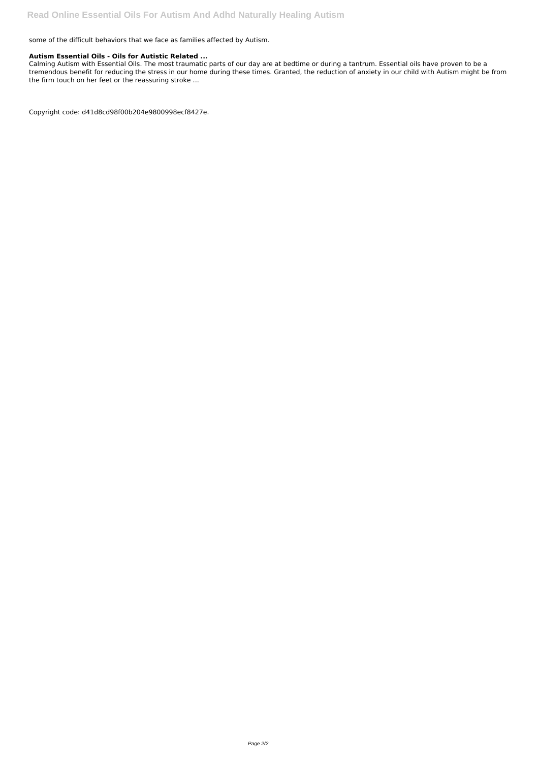some of the difficult behaviors that we face as families affected by Autism.

**Autism Essential Oils - Oils for Autistic Related ...**

Calming Autism with Essential Oils. The most traumatic parts of our day are at bedtime or during a tantrum. Essential oils have proven to be a tremendous benefit for reducing the stress in our home during these times. Granted, the reduction of anxiety in our child with Autism might be from the firm touch on her feet or the reassuring stroke ...

Copyright code: d41d8cd98f00b204e9800998ecf8427e.